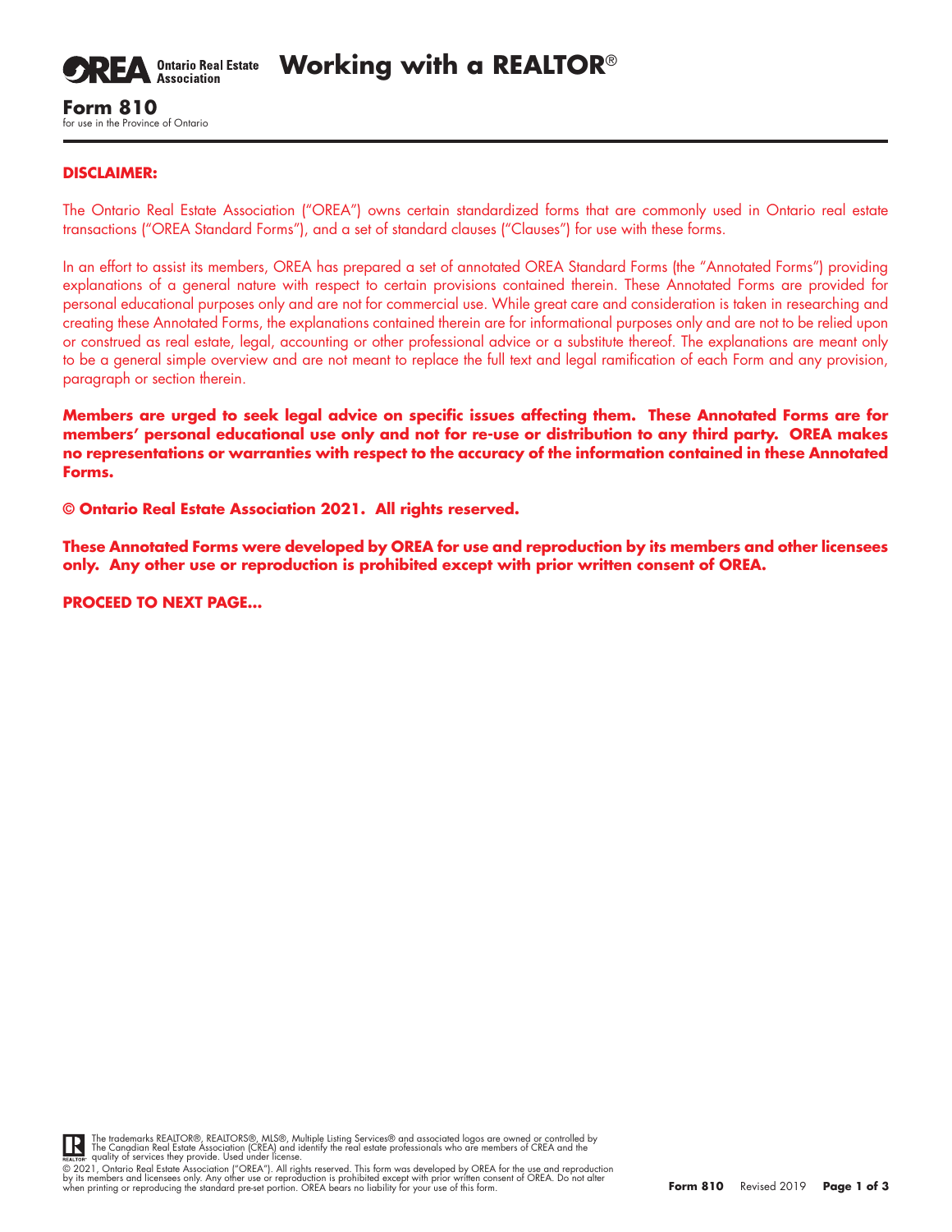# Working with a REALTOR®

**Form 810**
for use in the Province of Ontario

**DISCLAIMER:**

The Ontario Real Estate Association ("OREA") owns certain standardized forms that are commonly used in Ontario real estate transactions ("OREA Standard Forms"), and a set of standard clauses ("Clauses") for use with these forms.

In an effort to assist its members, OREA has prepared a set of annotated OREA Standard Forms (the "Annotated Forms") providing explanations of a general nature with respect to certain provisions contained therein. These Annotated Forms are provided for personal educational purposes only and are not for commercial use. While great care and consideration is taken in researching and creating these Annotated Forms, the explanations contained therein are for informational purposes only and are not to be relied upon or construed as real estate, legal, accounting or other professional advice or a substitute thereof. The explanations are meant only to be a general simple overview and are not meant to replace the full text and legal ramification of each Form and any provision, paragraph or section therein.

**Members are urged to seek legal advice on specific issues affecting them. These Annotated Forms are for members' personal educational use only and not for re-use or distribution to any third party. OREA makes no representations or warranties with respect to the accuracy of the information contained in these Annotated Forms.**

**© Ontario Real Estate Association 2021. All rights reserved.**

**These Annotated Forms were developed by OREA for use and reproduction by its members and other licensees only. Any other use or reproduction is prohibited except with prior written consent of OREA.**

**PROCEED TO NEXT PAGE...**

The trademarks REALTOR®, REALTORS®, MLS®, Multiple Listing Services® and associated logos are owned or controlled by The Canadian Real Estate Association (CREA) and identify the real estate professionals who are members of CREA and the quality of services they provide. Used under license.

© 2021, Ontario Real Estate Association ("OREA"). All rights reserved. This form was developed by OREA for the use and reproduction by its members and licensees only. Any other use or reproduction is prohibited except with prior written consent of OREA. Do not alter when printing or reproducing the standard pre-set portion. OREA bears no liability for your use of this form.

**Form 810** Revised 2019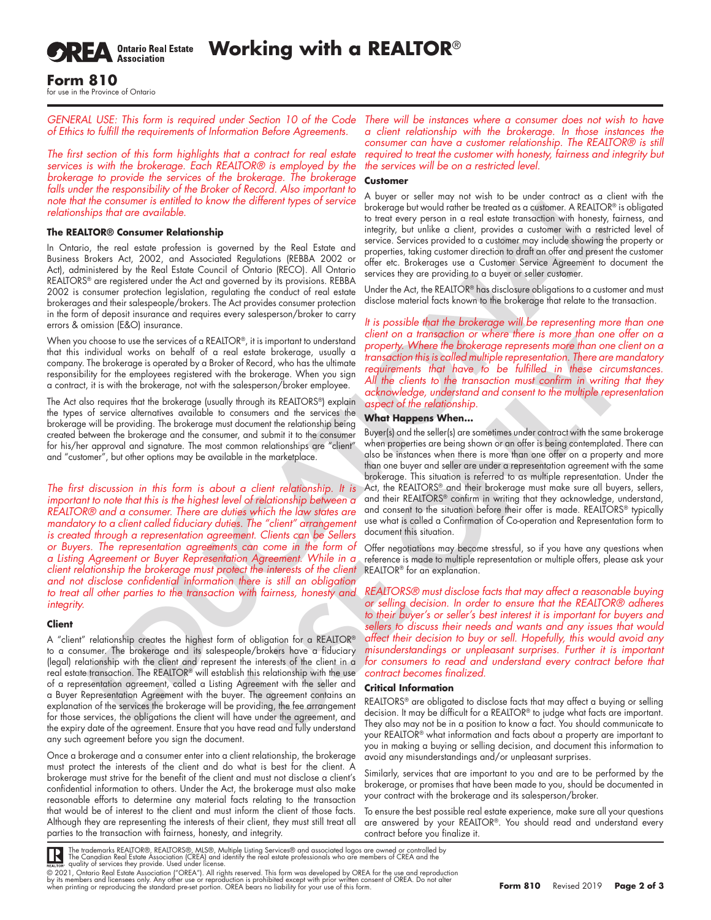# Working with a REALTOR®

**Form 810**
for use in the Province of Ontario

*GENERAL USE: This form is required under Section 10 of the Code of Ethics to fulfill the requirements of Information Before Agreements.*

*The first section of this form highlights that a contract for real estate services is with the brokerage. Each REALTOR® is employed by the brokerage to provide the services of the brokerage. The brokerage falls under the responsibility of the Broker of Record. Also important to note that the consumer is entitled to know the different types of service relationships that are available.*

### The REALTOR® Consumer Relationship

In Ontario, the real estate profession is governed by the Real Estate and Business Brokers Act, 2002, and Associated Regulations (REBBA 2002 or Act), administered by the Real Estate Council of Ontario (RECO). All Ontario REALTORS® are registered under the Act and governed by its provisions. REBBA 2002 is consumer protection legislation, regulating the conduct of real estate brokerages and their salespeople/brokers. The Act provides consumer protection in the form of deposit insurance and requires every salesperson/broker to carry errors & omission (E&O) insurance.

When you choose to use the services of a REALTOR®, it is important to understand that this individual works on behalf of a real estate brokerage, usually a company. The brokerage is operated by a Broker of Record, who has the ultimate responsibility for the employees registered with the brokerage. When you sign a contract, it is with the brokerage, not with the salesperson/broker employee.

The Act also requires that the brokerage (usually through its REALTORS®) explain the types of service alternatives available to consumers and the services the brokerage will be providing. The brokerage must document the relationship being created between the brokerage and the consumer, and submit it to the consumer for his/her approval and signature. The most common relationships are "client" and "customer", but other options may be available in the marketplace.

*The first discussion in this form is about a client relationship. It is important to note that this is the highest level of relationship between a REALTOR® and a consumer. There are duties which the law states are mandatory to a client called fiduciary duties. The "client" arrangement is created through a representation agreement. Clients can be Sellers or Buyers. The representation agreements can come in the form of a Listing Agreement or Buyer Representation Agreement. While in a client relationship the brokerage must protect the interests of the client and not disclose confidential information there is still an obligation to treat all other parties to the transaction with fairness, honesty and integrity.*

### Client

A "client" relationship creates the highest form of obligation for a REALTOR® to a consumer. The brokerage and its salespeople/brokers have a fiduciary (legal) relationship with the client and represent the interests of the client in a real estate transaction. The REALTOR® will establish this relationship with the use of a representation agreement, called a Listing Agreement with the seller and a Buyer Representation Agreement with the buyer. The agreement contains an explanation of the services the brokerage will be providing, the fee arrangement for those services, the obligations the client will have under the agreement, and the expiry date of the agreement. Ensure that you have read and fully understand any such agreement before you sign the document.

Once a brokerage and a consumer enter into a client relationship, the brokerage must protect the interests of the client and do what is best for the client. A brokerage must strive for the benefit of the client and must not disclose a client's confidential information to others. Under the Act, the brokerage must also make reasonable efforts to determine any material facts relating to the transaction that would be of interest to the client and must inform the client of those facts. Although they are representing the interests of their client, they must still treat all parties to the transaction with fairness, honesty, and integrity.

*There will be instances where a consumer does not wish to have a client relationship with the brokerage. In those instances the consumer can have a customer relationship. The REALTOR® is still required to treat the customer with honesty, fairness and integrity but the services will be on a restricted level.*

### Customer

A buyer or seller may not wish to be under contract as a client with the brokerage but would rather be treated as a customer. A REALTOR® is obligated to treat every person in a real estate transaction with honesty, fairness, and integrity, but unlike a client, provides a customer with a restricted level of service. Services provided to a customer may include showing the property or properties, taking customer direction to draft an offer and present the customer offer etc. Brokerages use a Customer Service Agreement to document the services they are providing to a buyer or seller customer.

Under the Act, the REALTOR® has disclosure obligations to a customer and must disclose material facts known to the brokerage that relate to the transaction.

*It is possible that the brokerage will be representing more than one client on a transaction or where there is more than one offer on a property. Where the brokerage represents more than one client on a transaction this is called multiple representation. There are mandatory requirements that have to be fulfilled in these circumstances. All the clients to the transaction must confirm in writing that they acknowledge, understand and consent to the multiple representation aspect of the relationship.*

### What Happens When...

Buyer(s) and the seller(s) are sometimes under contract with the same brokerage when properties are being shown or an offer is being contemplated. There can also be instances when there is more than one offer on a property and more than one buyer and seller are under a representation agreement with the same brokerage. This situation is referred to as multiple representation. Under the Act, the REALTORS® and their brokerage must make sure all buyers, sellers, and their REALTORS® confirm in writing that they acknowledge, understand, and consent to the situation before their offer is made. REALTORS® typically use what is called a Confirmation of Co-operation and Representation form to document this situation.

Offer negotiations may become stressful, so if you have any questions when reference is made to multiple representation or multiple offers, please ask your REALTOR® for an explanation.

*REALTORS® must disclose facts that may affect a reasonable buying or selling decision. In order to ensure that the REALTOR® adheres to their buyer's or seller's best interest it is important for buyers and sellers to discuss their needs and wants and any issues that would affect their decision to buy or sell. Hopefully, this would avoid any misunderstandings or unpleasant surprises. Further it is important for consumers to read and understand every contract before that contract becomes finalized.*

### Critical Information

REALTORS® are obligated to disclose facts that may affect a buying or selling decision. It may be difficult for a REALTOR® to judge what facts are important. They also may not be in a position to know a fact. You should communicate to your REALTOR® what information and facts about a property are important to you in making a buying or selling decision, and document this information to avoid any misunderstandings and/or unpleasant surprises.

Similarly, services that are important to you and are to be performed by the brokerage, or promises that have been made to you, should be documented in your contract with the brokerage and its salesperson/broker.

To ensure the best possible real estate experience, make sure all your questions are answered by your REALTOR®. You should read and understand every contract before you finalize it.

The trademarks REALTOR®, REALTORS®, MLS®, Multiple Listing Services® and associated logos are owned or controlled by The Canadian Real Estate Association (CREA) and identify the real estate professionals who are members of CREA and the quality of services they provide. Used under license.

© 2021, Ontario Real Estate Association ("OREA"). All rights reserved. This form was developed by OREA for the use and reproduction by its members and licensees only. Any other use or reproduction is prohibited except with prior written consent of OREA. Do not alter when printing or reproducing the standard pre-set portion. OREA bears no liability for your use of this form.

Form 810 Revised 2019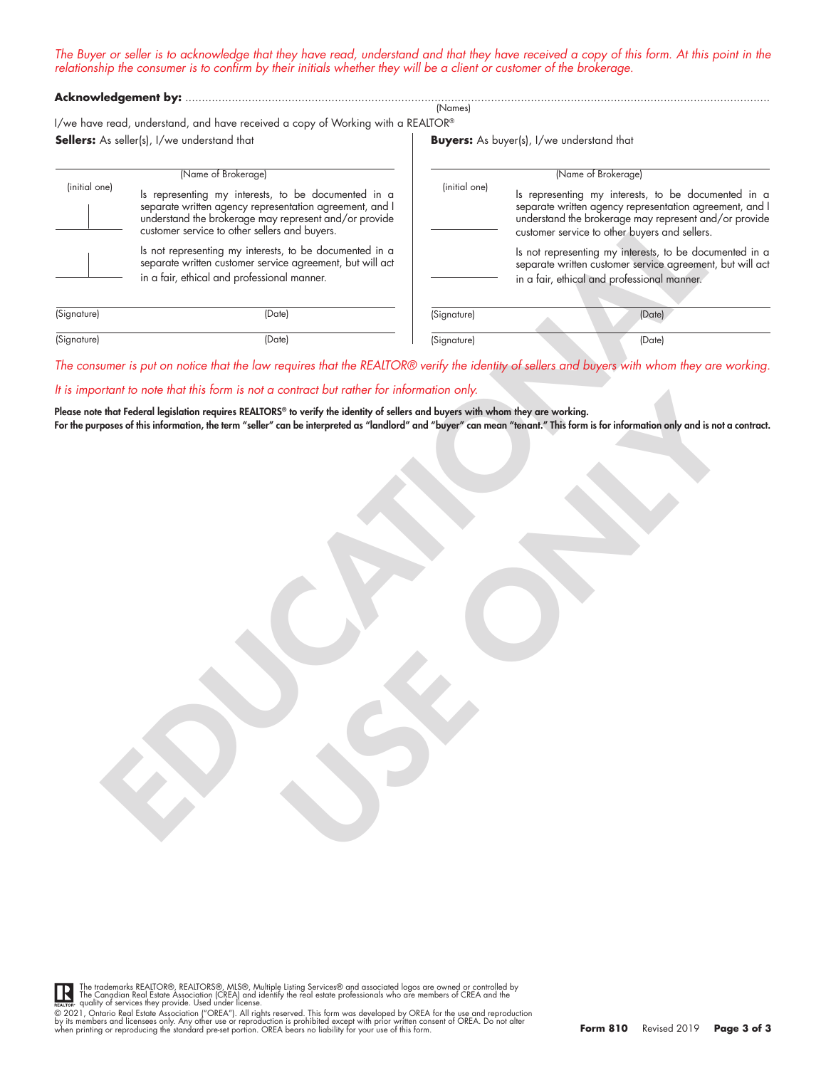*The Buyer or seller is to acknowledge that they have read, understand and that they have received a copy of this form. At this point in the relationship the consumer is to confirm by their initials whether they will be a client or customer of the brokerage.*

**Acknowledgement by:** ..........................................................................................................................................................
(Names)

I/we have read, understand, and have received a copy of Working with a REALTOR®

**Sellers:** As seller(s), I/we understand that

(Name of Brokerage)

(initial one)

Is representing my interests, to be documented in a separate written agency representation agreement, and I understand the brokerage may represent and/or provide customer service to other sellers and buyers.

Is not representing my interests, to be documented in a separate written customer service agreement, but will act in a fair, ethical and professional manner.

(Signature) (Date)

(Signature) (Date)

**Buyers:** As buyer(s), I/we understand that

(Name of Brokerage)

(initial one)

Is representing my interests, to be documented in a separate written agency representation agreement, and I understand the brokerage may represent and/or provide customer service to other buyers and sellers.

Is not representing my interests, to be documented in a separate written customer service agreement, but will act in a fair, ethical and professional manner.

(Signature) (Date)

(Signature) (Date)

*The consumer is put on notice that the law requires that the REALTOR® verify the identity of sellers and buyers with whom they are working.*

*It is important to note that this form is not a contract but rather for information only.*

**Please note that Federal legislation requires REALTORS® to verify the identity of sellers and buyers with whom they are working.**
**For the purposes of this information, the term "seller" can be interpreted as "landlord" and "buyer" can mean "tenant." This form is for information only and is not a contract.**

EDUCATIONAL USE ONLY

The trademarks REALTOR®, REALTORS®, MLS®, Multiple Listing Services® and associated logos are owned or controlled by The Canadian Real Estate Association (CREA) and identify the real estate professionals who are members of CREA and the quality of services they provide. Used under license.

© 2021, Ontario Real Estate Association ("OREA"). All rights reserved. This form was developed by OREA for the use and reproduction by its members and licensees only. Any other use or reproduction is prohibited except with prior written consent of OREA. Do not alter when printing or reproducing the standard pre-set portion. OREA bears no liability for your use of this form.

**Form 810** Revised 2019